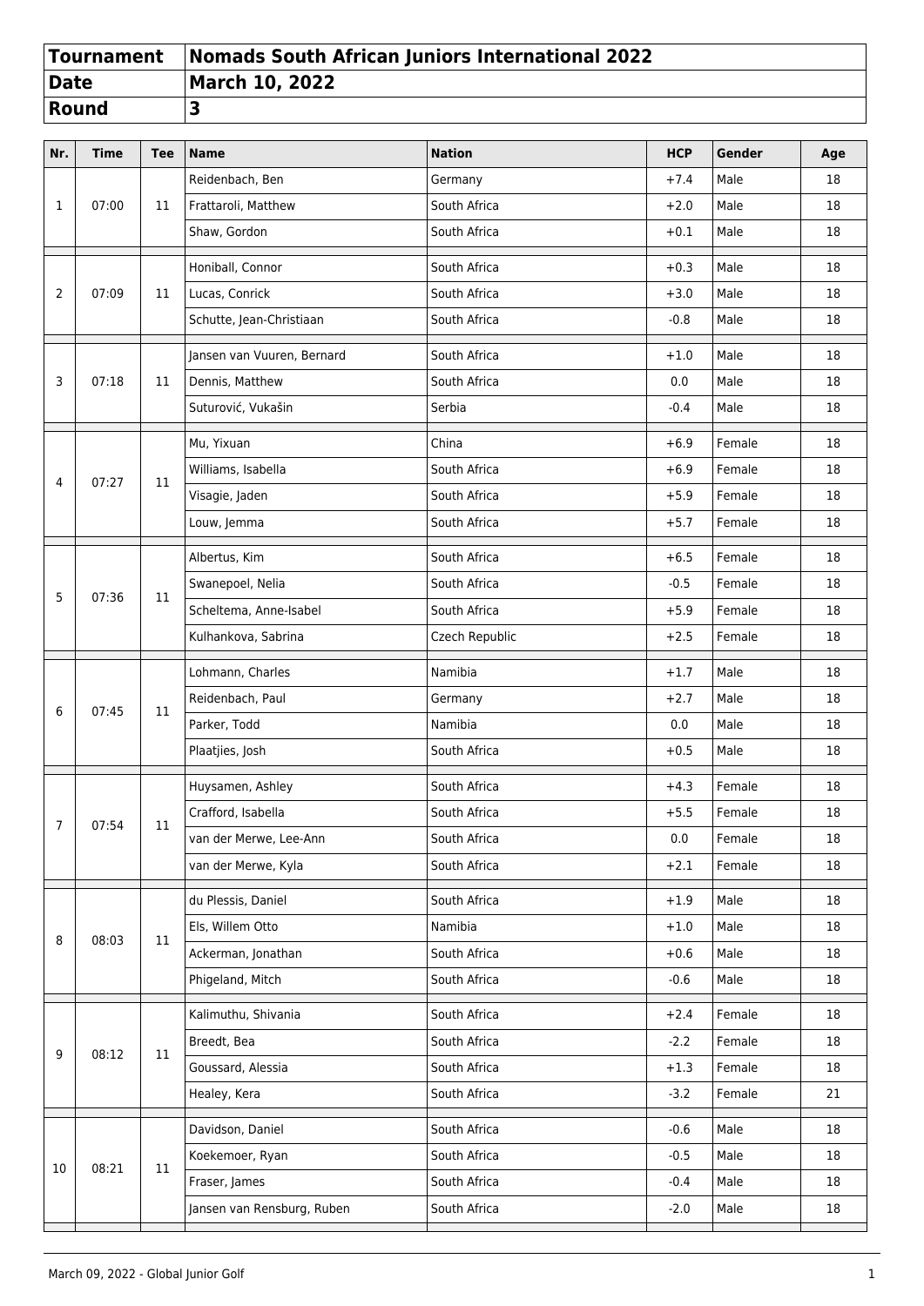| Tournament | Nomads South African Juniors International 2022 |
| --- | --- |
| Date | March 10, 2022 |
| Round | 3 |

| Nr. | Time | Tee | Name | Nation | HCP | Gender | Age |
| --- | --- | --- | --- | --- | --- | --- | --- |
| 1 | 07:00 | 11 | Reidenbach, Ben | Germany | +7.4 | Male | 18 |
| | | | Frattaroli, Matthew | South Africa | +2.0 | Male | 18 |
| | | | Shaw, Gordon | South Africa | +0.1 | Male | 18 |
| 2 | 07:09 | 11 | Honiball, Connor | South Africa | +0.3 | Male | 18 |
| | | | Lucas, Conrick | South Africa | +3.0 | Male | 18 |
| | | | Schutte, Jean-Christiaan | South Africa | -0.8 | Male | 18 |
| 3 | 07:18 | 11 | Jansen van Vuuren, Bernard | South Africa | +1.0 | Male | 18 |
| | | | Dennis, Matthew | South Africa | 0.0 | Male | 18 |
| | | | Suturović, Vukašin | Serbia | -0.4 | Male | 18 |
| 4 | 07:27 | 11 | Mu, Yixuan | China | +6.9 | Female | 18 |
| | | | Williams, Isabella | South Africa | +6.9 | Female | 18 |
| | | | Visagie, Jaden | South Africa | +5.9 | Female | 18 |
| | | | Louw, Jemma | South Africa | +5.7 | Female | 18 |
| 5 | 07:36 | 11 | Albertus, Kim | South Africa | +6.5 | Female | 18 |
| | | | Swanepoel, Nelia | South Africa | -0.5 | Female | 18 |
| | | | Scheltema, Anne-Isabel | South Africa | +5.9 | Female | 18 |
| | | | Kulhankova, Sabrina | Czech Republic | +2.5 | Female | 18 |
| 6 | 07:45 | 11 | Lohmann, Charles | Namibia | +1.7 | Male | 18 |
| | | | Reidenbach, Paul | Germany | +2.7 | Male | 18 |
| | | | Parker, Todd | Namibia | 0.0 | Male | 18 |
| | | | Plaatjies, Josh | South Africa | +0.5 | Male | 18 |
| 7 | 07:54 | 11 | Huysamen, Ashley | South Africa | +4.3 | Female | 18 |
| | | | Crafford, Isabella | South Africa | +5.5 | Female | 18 |
| | | | van der Merwe, Lee-Ann | South Africa | 0.0 | Female | 18 |
| | | | van der Merwe, Kyla | South Africa | +2.1 | Female | 18 |
| 8 | 08:03 | 11 | du Plessis, Daniel | South Africa | +1.9 | Male | 18 |
| | | | Els, Willem Otto | Namibia | +1.0 | Male | 18 |
| | | | Ackerman, Jonathan | South Africa | +0.6 | Male | 18 |
| | | | Phigeland, Mitch | South Africa | -0.6 | Male | 18 |
| 9 | 08:12 | 11 | Kalimuthu, Shivania | South Africa | +2.4 | Female | 18 |
| | | | Breedt, Bea | South Africa | -2.2 | Female | 18 |
| | | | Goussard, Alessia | South Africa | +1.3 | Female | 18 |
| | | | Healey, Kera | South Africa | -3.2 | Female | 21 |
| 10 | 08:21 | 11 | Davidson, Daniel | South Africa | -0.6 | Male | 18 |
| | | | Koekemoer, Ryan | South Africa | -0.5 | Male | 18 |
| | | | Fraser, James | South Africa | -0.4 | Male | 18 |
| | | | Jansen van Rensburg, Ruben | South Africa | -2.0 | Male | 18 |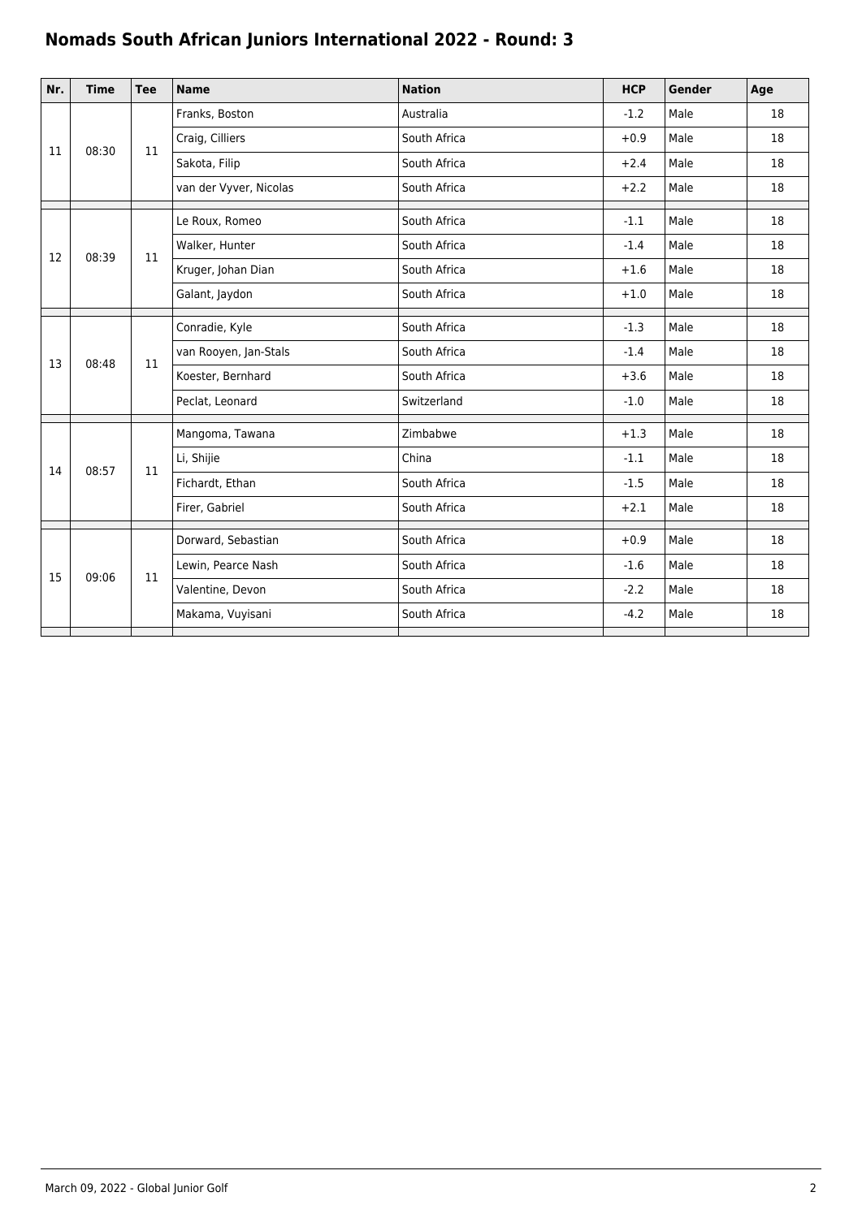# Nomads South African Juniors International 2022 - Round: 3

| Nr. | Time | Tee | Name | Nation | HCP | Gender | Age |
| --- | --- | --- | --- | --- | --- | --- | --- |
| 11 | 08:30 | 11 | Franks, Boston | Australia | -1.2 | Male | 18 |
| | | | Craig, Cilliers | South Africa | +0.9 | Male | 18 |
| | | | Sakota, Filip | South Africa | +2.4 | Male | 18 |
| | | | van der Vyver, Nicolas | South Africa | +2.2 | Male | 18 |
| 12 | 08:39 | 11 | Le Roux, Romeo | South Africa | -1.1 | Male | 18 |
| | | | Walker, Hunter | South Africa | -1.4 | Male | 18 |
| | | | Kruger, Johan Dian | South Africa | +1.6 | Male | 18 |
| | | | Galant, Jaydon | South Africa | +1.0 | Male | 18 |
| 13 | 08:48 | 11 | Conradie, Kyle | South Africa | -1.3 | Male | 18 |
| | | | van Rooyen, Jan-Stals | South Africa | -1.4 | Male | 18 |
| | | | Koester, Bernhard | South Africa | +3.6 | Male | 18 |
| | | | Peclat, Leonard | Switzerland | -1.0 | Male | 18 |
| 14 | 08:57 | 11 | Mangoma, Tawana | Zimbabwe | +1.3 | Male | 18 |
| | | | Li, Shijie | China | -1.1 | Male | 18 |
| | | | Fichardt, Ethan | South Africa | -1.5 | Male | 18 |
| | | | Firer, Gabriel | South Africa | +2.1 | Male | 18 |
| 15 | 09:06 | 11 | Dorward, Sebastian | South Africa | +0.9 | Male | 18 |
| | | | Lewin, Pearce Nash | South Africa | -1.6 | Male | 18 |
| | | | Valentine, Devon | South Africa | -2.2 | Male | 18 |
| | | | Makama, Vuyisani | South Africa | -4.2 | Male | 18 |

March 09, 2022 - Global Junior Golf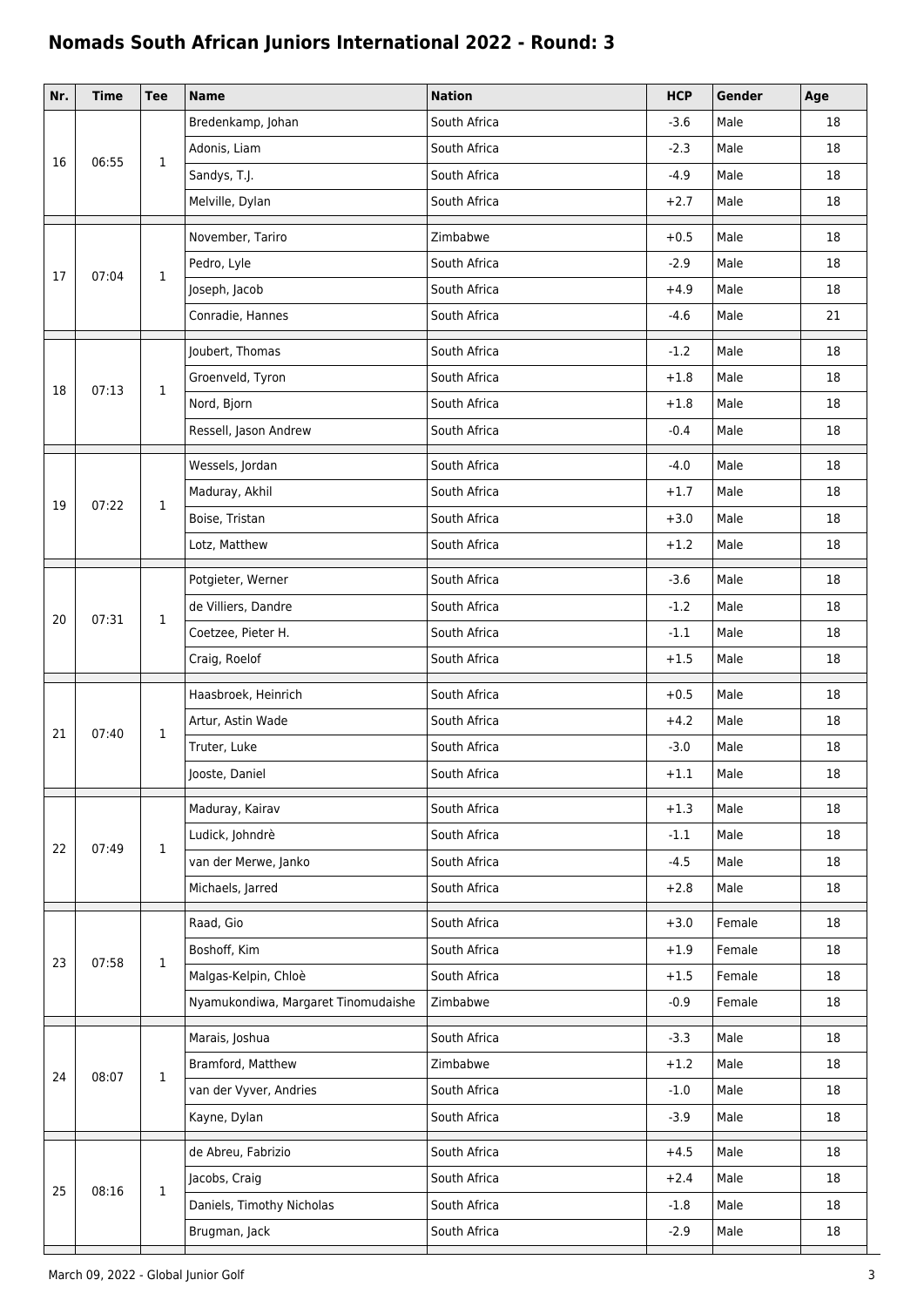# Nomads South African Juniors International 2022 - Round: 3

| Nr. | Time | Tee | Name | Nation | HCP | Gender | Age |
|---|---|---|---|---|---|---|---|
| 16 | 06:55 | 1 | Bredenkamp, Johan | South Africa | -3.6 | Male | 18 |
| | | | Adonis, Liam | South Africa | -2.3 | Male | 18 |
| | | | Sandys, T.J. | South Africa | -4.9 | Male | 18 |
| | | | Melville, Dylan | South Africa | +2.7 | Male | 18 |
| 17 | 07:04 | 1 | November, Tariro | Zimbabwe | +0.5 | Male | 18 |
| | | | Pedro, Lyle | South Africa | -2.9 | Male | 18 |
| | | | Joseph, Jacob | South Africa | +4.9 | Male | 18 |
| | | | Conradie, Hannes | South Africa | -4.6 | Male | 21 |
| 18 | 07:13 | 1 | Joubert, Thomas | South Africa | -1.2 | Male | 18 |
| | | | Groenveld, Tyron | South Africa | +1.8 | Male | 18 |
| | | | Nord, Bjorn | South Africa | +1.8 | Male | 18 |
| | | | Ressell, Jason Andrew | South Africa | -0.4 | Male | 18 |
| 19 | 07:22 | 1 | Wessels, Jordan | South Africa | -4.0 | Male | 18 |
| | | | Maduray, Akhil | South Africa | +1.7 | Male | 18 |
| | | | Boise, Tristan | South Africa | +3.0 | Male | 18 |
| | | | Lotz, Matthew | South Africa | +1.2 | Male | 18 |
| 20 | 07:31 | 1 | Potgieter, Werner | South Africa | -3.6 | Male | 18 |
| | | | de Villiers, Dandre | South Africa | -1.2 | Male | 18 |
| | | | Coetzee, Pieter H. | South Africa | -1.1 | Male | 18 |
| | | | Craig, Roelof | South Africa | +1.5 | Male | 18 |
| 21 | 07:40 | 1 | Haasbroek, Heinrich | South Africa | +0.5 | Male | 18 |
| | | | Artur, Astin Wade | South Africa | +4.2 | Male | 18 |
| | | | Truter, Luke | South Africa | -3.0 | Male | 18 |
| | | | Jooste, Daniel | South Africa | +1.1 | Male | 18 |
| 22 | 07:49 | 1 | Maduray, Kairav | South Africa | +1.3 | Male | 18 |
| | | | Ludick, Johndrè | South Africa | -1.1 | Male | 18 |
| | | | van der Merwe, Janko | South Africa | -4.5 | Male | 18 |
| | | | Michaels, Jarred | South Africa | +2.8 | Male | 18 |
| 23 | 07:58 | 1 | Raad, Gio | South Africa | +3.0 | Female | 18 |
| | | | Boshoff, Kim | South Africa | +1.9 | Female | 18 |
| | | | Malgas-Kelpin, Chloè | South Africa | +1.5 | Female | 18 |
| | | | Nyamukondiwa, Margaret Tinomudaishe | Zimbabwe | -0.9 | Female | 18 |
| 24 | 08:07 | 1 | Marais, Joshua | South Africa | -3.3 | Male | 18 |
| | | | Bramford, Matthew | Zimbabwe | +1.2 | Male | 18 |
| | | | van der Vyver, Andries | South Africa | -1.0 | Male | 18 |
| | | | Kayne, Dylan | South Africa | -3.9 | Male | 18 |
| 25 | 08:16 | 1 | de Abreu, Fabrizio | South Africa | +4.5 | Male | 18 |
| | | | Jacobs, Craig | South Africa | +2.4 | Male | 18 |
| | | | Daniels, Timothy Nicholas | South Africa | -1.8 | Male | 18 |
| | | | Brugman, Jack | South Africa | -2.9 | Male | 18 |

March 09, 2022 - Global Junior Golf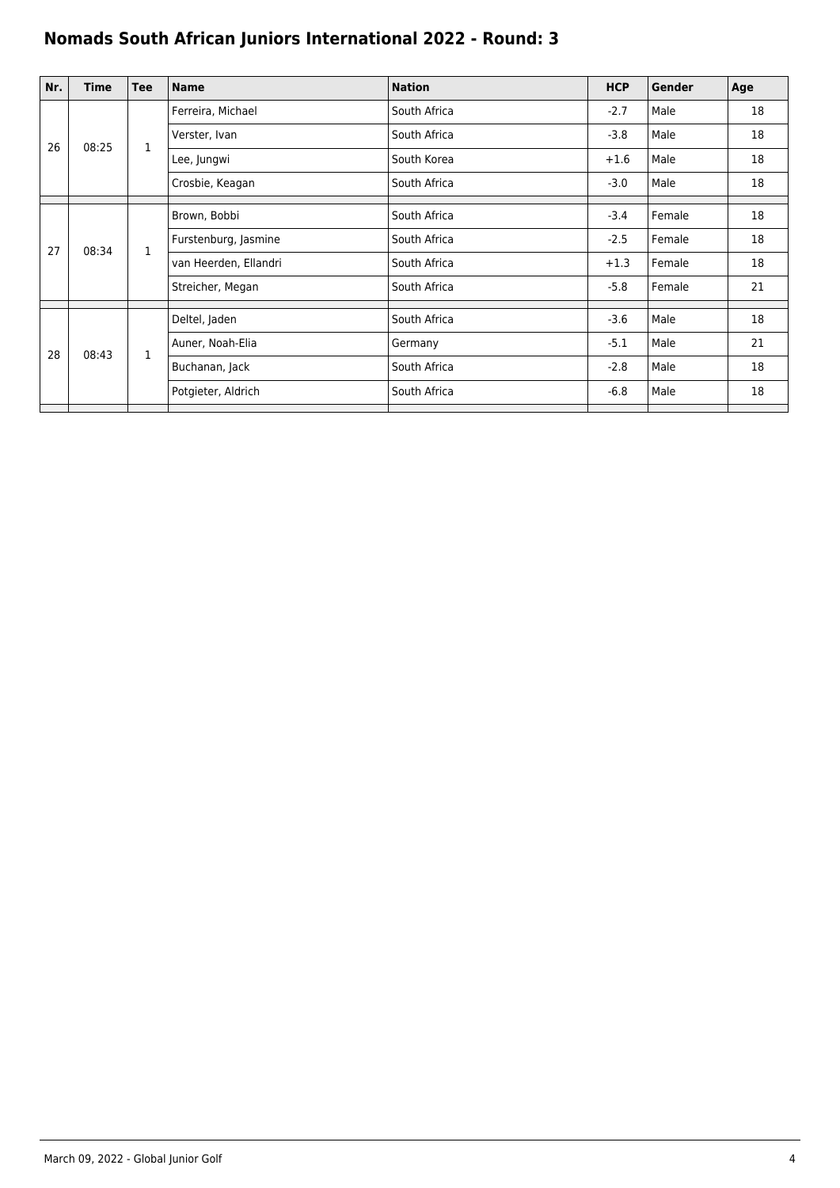# Nomads South African Juniors International 2022 - Round: 3

| Nr. | Time | Tee | Name | Nation | HCP | Gender | Age |
|---|---|---|---|---|---|---|---|
| 26 | 08:25 | 1 | Ferreira, Michael | South Africa | -2.7 | Male | 18 |
| | | | Verster, Ivan | South Africa | -3.8 | Male | 18 |
| | | | Lee, Jungwi | South Korea | +1.6 | Male | 18 |
| | | | Crosbie, Keagan | South Africa | -3.0 | Male | 18 |
| 27 | 08:34 | 1 | Brown, Bobbi | South Africa | -3.4 | Female | 18 |
| | | | Furstenburg, Jasmine | South Africa | -2.5 | Female | 18 |
| | | | van Heerden, Ellandri | South Africa | +1.3 | Female | 18 |
| | | | Streicher, Megan | South Africa | -5.8 | Female | 21 |
| 28 | 08:43 | 1 | Deltel, Jaden | South Africa | -3.6 | Male | 18 |
| | | | Auner, Noah-Elia | Germany | -5.1 | Male | 21 |
| | | | Buchanan, Jack | South Africa | -2.8 | Male | 18 |
| | | | Potgieter, Aldrich | South Africa | -6.8 | Male | 18 |

March 09, 2022 - Global Junior Golf